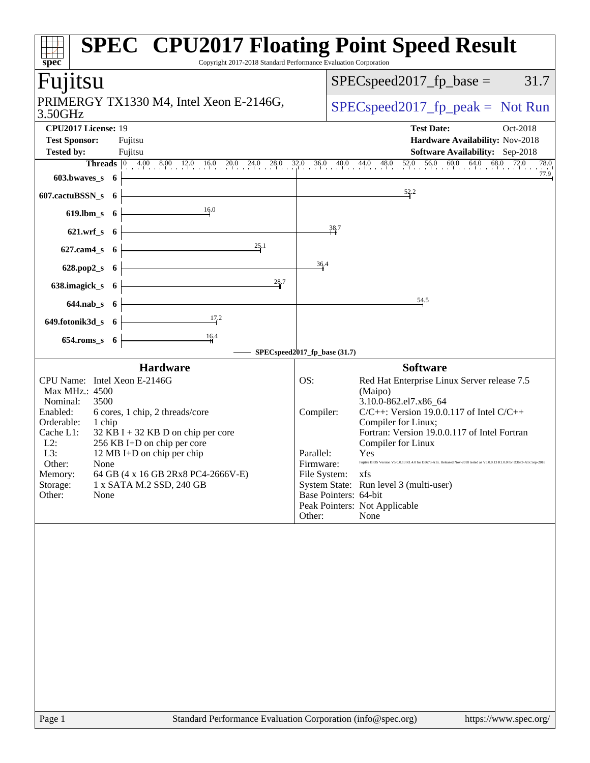# SPEC CPU2017 Floating Point Speed Result

Copyright 2017-2018 Standard Performance Evaluation Corporation

## Fujitsu

PRIMERGY TX1330 M4, Intel Xeon E-2146G, 3.50GHz

SPECspeed2017_fp_base = 31.7

SPECspeed2017_fp_peak = Not Run

**CPU2017 License:** 19
**Test Sponsor:** Fujitsu
**Tested by:** Fujitsu

**Test Date:** Oct-2018
**Hardware Availability:** Nov-2018
**Software Availability:** Sep-2018

| Benchmark | Threads | Base Ratio |
|---|---|---|
| 603.bwaves_s | 6 | 77.9 |
| 607.cactuBSSN_s | 6 | 52.2 |
| 619.lbm_s | 6 | 16.0 |
| 621.wrf_s | 6 | 38.7 |
| 627.cam4_s | 6 | 25.1 |
| 628.pop2_s | 6 | 36.4 |
| 638.imagick_s | 6 | 28.7 |
| 644.nab_s | 6 | 54.5 |
| 649.fotonik3d_s | 6 | 17.2 |
| 654.roms_s | 6 | 16.4 |

SPECspeed2017_fp_base (31.7)

### Hardware

| | |
|---|---|
| CPU Name: | Intel Xeon E-2146G |
| Max MHz.: | 4500 |
| Nominal: | 3500 |
| Enabled: | 6 cores, 1 chip, 2 threads/core |
| Orderable: | 1 chip |
| Cache L1: | 32 KB I + 32 KB D on chip per core |
| L2: | 256 KB I+D on chip per core |
| L3: | 12 MB I+D on chip per chip |
| Other: | None |
| Memory: | 64 GB (4 x 16 GB 2Rx8 PC4-2666V-E) |
| Storage: | 1 x SATA M.2 SSD, 240 GB |
| Other: | None |

### Software

| | |
|---|---|
| OS: | Red Hat Enterprise Linux Server release 7.5 (Maipo) 3.10.0-862.el7.x86_64 |
| Compiler: | C/C++: Version 19.0.0.117 of Intel C/C++ Compiler for Linux; Fortran: Version 19.0.0.117 of Intel Fortran Compiler for Linux |
| Parallel: | Yes |
| Firmware: | Fujitsu BIOS Version V5.0.0.13 R1.4.0 for D3673-A1x. Released Nov-2018 tested as V5.0.0.13 R1.0.0 for D3673-A1x Sep-2018 |
| File System: | xfs |
| System State: | Run level 3 (multi-user) |
| Base Pointers: | 64-bit |
| Peak Pointers: | Not Applicable |
| Other: | None |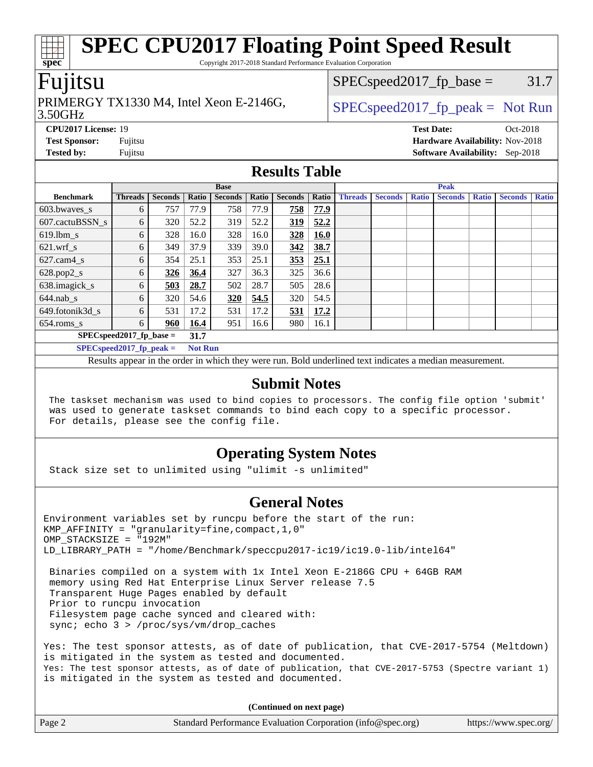# SPEC CPU2017 Floating Point Speed Result

Copyright 2017-2018 Standard Performance Evaluation Corporation

## Fujitsu

PRIMERGY TX1330 M4, Intel Xeon E-2146G, 3.50GHz

SPECspeed2017_fp_base = 31.7

SPECspeed2017_fp_peak = Not Run

**CPU2017 License:** 19
**Test Sponsor:** Fujitsu
**Tested by:** Fujitsu

**Test Date:** Oct-2018
**Hardware Availability:** Nov-2018
**Software Availability:** Sep-2018

## Results Table

| Benchmark | Base | | | | | | | Peak | | | | | | |
|---|---|---|---|---|---|---|---|---|---|---|---|---|---|---|
| | Threads | Seconds | Ratio | Seconds | Ratio | Seconds | Ratio | Threads | Seconds | Ratio | Seconds | Ratio | Seconds | Ratio |
| 603.bwaves_s | 6 | 757 | 77.9 | 758 | 77.9 | **758** | **77.9** | | | | | | | |
| 607.cactuBSSN_s | 6 | 320 | 52.2 | 319 | 52.2 | **319** | **52.2** | | | | | | | |
| 619.lbm_s | 6 | 328 | 16.0 | 328 | 16.0 | **328** | **16.0** | | | | | | | |
| 621.wrf_s | 6 | 349 | 37.9 | 339 | 39.0 | **342** | **38.7** | | | | | | | |
| 627.cam4_s | 6 | 354 | 25.1 | 353 | 25.1 | **353** | **25.1** | | | | | | | |
| 628.pop2_s | 6 | **326** | **36.4** | 327 | 36.3 | 325 | 36.6 | | | | | | | |
| 638.imagick_s | 6 | **503** | **28.7** | 502 | 28.7 | 505 | 28.6 | | | | | | | |
| 644.nab_s | 6 | 320 | 54.6 | **320** | **54.5** | 320 | 54.5 | | | | | | | |
| 649.fotonik3d_s | 6 | 531 | 17.2 | 531 | 17.2 | **531** | **17.2** | | | | | | | |
| 654.roms_s | 6 | **960** | **16.4** | 951 | 16.6 | 980 | 16.1 | | | | | | | |

**SPECspeed2017_fp_base =** **31.7**

**SPECspeed2017_fp_peak =** **Not Run**

Results appear in the order in which they were run. Bold underlined text indicates a median measurement.

## Submit Notes

```
The taskset mechanism was used to bind copies to processors. The config file option 'submit'
was used to generate taskset commands to bind each copy to a specific processor.
For details, please see the config file.
```

## Operating System Notes

```
Stack size set to unlimited using "ulimit -s unlimited"
```

## General Notes

```
Environment variables set by runcpu before the start of the run:
KMP_AFFINITY = "granularity=fine,compact,1,0"
OMP_STACKSIZE = "192M"
LD_LIBRARY_PATH = "/home/Benchmark/speccpu2017-ic19/ic19.0-lib/intel64"

 Binaries compiled on a system with 1x Intel Xeon E-2186G CPU + 64GB RAM
 memory using Red Hat Enterprise Linux Server release 7.5
 Transparent Huge Pages enabled by default
 Prior to runcpu invocation
 Filesystem page cache synced and cleared with:
 sync; echo 3 > /proc/sys/vm/drop_caches

Yes: The test sponsor attests, as of date of publication, that CVE-2017-5754 (Meltdown)
is mitigated in the system as tested and documented.
Yes: The test sponsor attests, as of date of publication, that CVE-2017-5753 (Spectre variant 1)
is mitigated in the system as tested and documented.
```

**(Continued on next page)**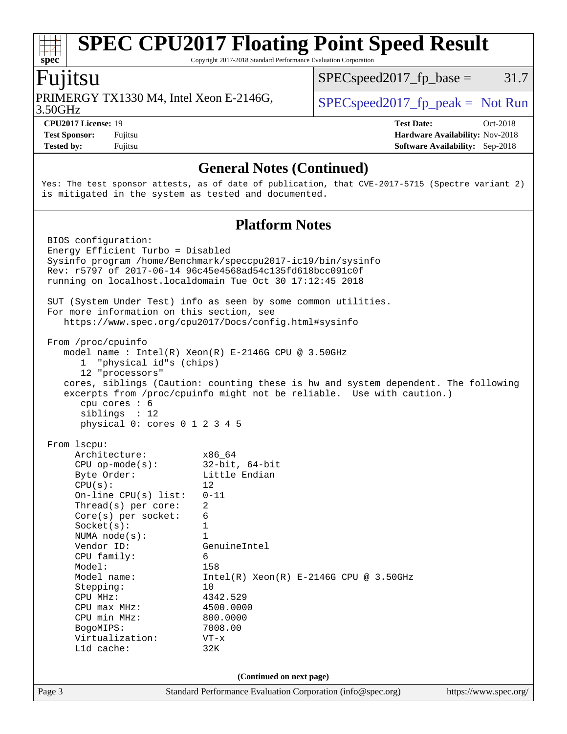# SPEC CPU2017 Floating Point Speed Result

Copyright 2017-2018 Standard Performance Evaluation Corporation

## Fujitsu

PRIMERGY TX1330 M4, Intel Xeon E-2146G, 3.50GHz

SPECspeed2017_fp_base = 31.7

SPECspeed2017_fp_peak = Not Run

**CPU2017 License:** 19
**Test Sponsor:** Fujitsu
**Tested by:** Fujitsu

**Test Date:** Oct-2018
**Hardware Availability:** Nov-2018
**Software Availability:** Sep-2018

### General Notes (Continued)

```
Yes: The test sponsor attests, as of date of publication, that CVE-2017-5715 (Spectre variant 2)
is mitigated in the system as tested and documented.
```

### Platform Notes

```
BIOS configuration:
Energy Efficient Turbo = Disabled
Sysinfo program /home/Benchmark/speccpu2017-ic19/bin/sysinfo
Rev: r5797 of 2017-06-14 96c45e4568ad54c135fd618bcc091c0f
running on localhost.localdomain Tue Oct 30 17:12:45 2018

SUT (System Under Test) info as seen by some common utilities.
For more information on this section, see
   https://www.spec.org/cpu2017/Docs/config.html#sysinfo

From /proc/cpuinfo
   model name : Intel(R) Xeon(R) E-2146G CPU @ 3.50GHz
      1  "physical id"s (chips)
      12 "processors"
   cores, siblings (Caution: counting these is hw and system dependent. The following
   excerpts from /proc/cpuinfo might not be reliable.  Use with caution.)
      cpu cores : 6
      siblings  : 12
      physical 0: cores 0 1 2 3 4 5

From lscpu:
     Architecture:          x86_64
     CPU op-mode(s):        32-bit, 64-bit
     Byte Order:            Little Endian
     CPU(s):                12
     On-line CPU(s) list:   0-11
     Thread(s) per core:    2
     Core(s) per socket:    6
     Socket(s):             1
     NUMA node(s):          1
     Vendor ID:             GenuineIntel
     CPU family:            6
     Model:                 158
     Model name:            Intel(R) Xeon(R) E-2146G CPU @ 3.50GHz
     Stepping:              10
     CPU MHz:               4342.529
     CPU max MHz:           4500.0000
     CPU min MHz:           800.0000
     BogoMIPS:              7008.00
     Virtualization:        VT-x
     L1d cache:             32K
```

(Continued on next page)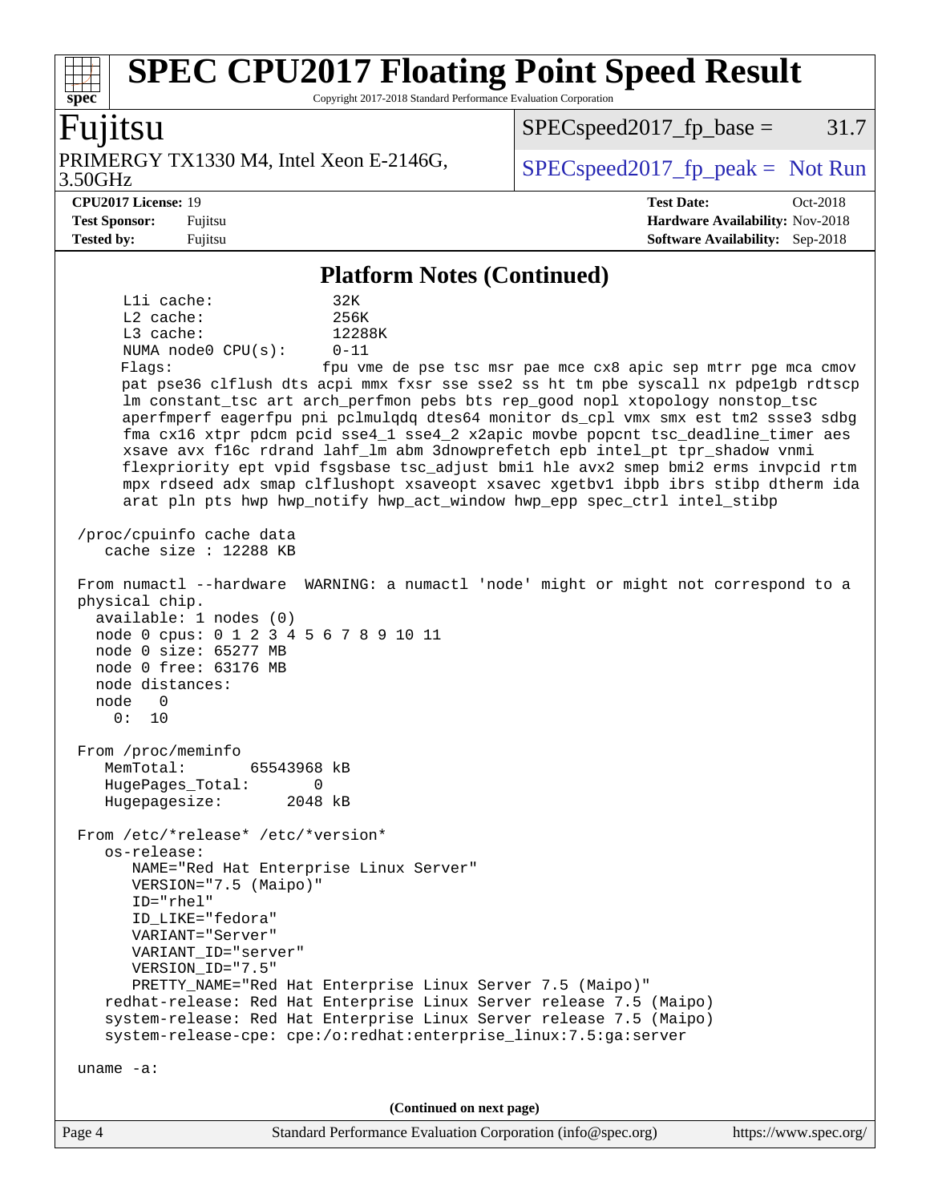# SPEC CPU2017 Floating Point Speed Result

Copyright 2017-2018 Standard Performance Evaluation Corporation

**Fujitsu**

PRIMERGY TX1330 M4, Intel Xeon E-2146G, 3.50GHz

SPECspeed2017_fp_base = 31.7

SPECspeed2017_fp_peak = Not Run

**CPU2017 License:** 19
**Test Sponsor:** Fujitsu
**Tested by:** Fujitsu

**Test Date:** Oct-2018
**Hardware Availability:** Nov-2018
**Software Availability:** Sep-2018

## Platform Notes (Continued)

```
      L1i cache:             32K
      L2 cache:              256K
      L3 cache:              12288K
      NUMA node0 CPU(s):     0-11
      Flags:                 fpu vme de pse tsc msr pae mce cx8 apic sep mtrr pge mca cmov
      pat pse36 clflush dts acpi mmx fxsr sse sse2 ss ht tm pbe syscall nx pdpe1gb rdtscp
      lm constant_tsc art arch_perfmon pebs bts rep_good nopl xtopology nonstop_tsc
      aperfmperf eagerfpu pni pclmulqdq dtes64 monitor ds_cpl vmx smx est tm2 ssse3 sdbg
      fma cx16 xtpr pdcm pcid sse4_1 sse4_2 x2apic movbe popcnt tsc_deadline_timer aes
      xsave avx f16c rdrand lahf_lm abm 3dnowprefetch epb intel_pt tpr_shadow vnmi
      flexpriority ept vpid fsgsbase tsc_adjust bmi1 hle avx2 smep bmi2 erms invpcid rtm
      mpx rdseed adx smap clflushopt xsaveopt xsavec xgetbv1 ibpb ibrs stibp dtherm ida
      arat pln pts hwp hwp_notify hwp_act_window hwp_epp spec_ctrl intel_stibp

 /proc/cpuinfo cache data
    cache size : 12288 KB

 From numactl --hardware  WARNING: a numactl 'node' might or might not correspond to a
 physical chip.
   available: 1 nodes (0)
   node 0 cpus: 0 1 2 3 4 5 6 7 8 9 10 11
   node 0 size: 65277 MB
   node 0 free: 63176 MB
   node distances:
   node   0
     0:  10

 From /proc/meminfo
    MemTotal:       65543968 kB
    HugePages_Total:       0
    Hugepagesize:       2048 kB

 From /etc/*release* /etc/*version*
    os-release:
       NAME="Red Hat Enterprise Linux Server"
       VERSION="7.5 (Maipo)"
       ID="rhel"
       ID_LIKE="fedora"
       VARIANT="Server"
       VARIANT_ID="server"
       VERSION_ID="7.5"
       PRETTY_NAME="Red Hat Enterprise Linux Server 7.5 (Maipo)"
    redhat-release: Red Hat Enterprise Linux Server release 7.5 (Maipo)
    system-release: Red Hat Enterprise Linux Server release 7.5 (Maipo)
    system-release-cpe: cpe:/o:redhat:enterprise_linux:7.5:ga:server

 uname -a:
```

(Continued on next page)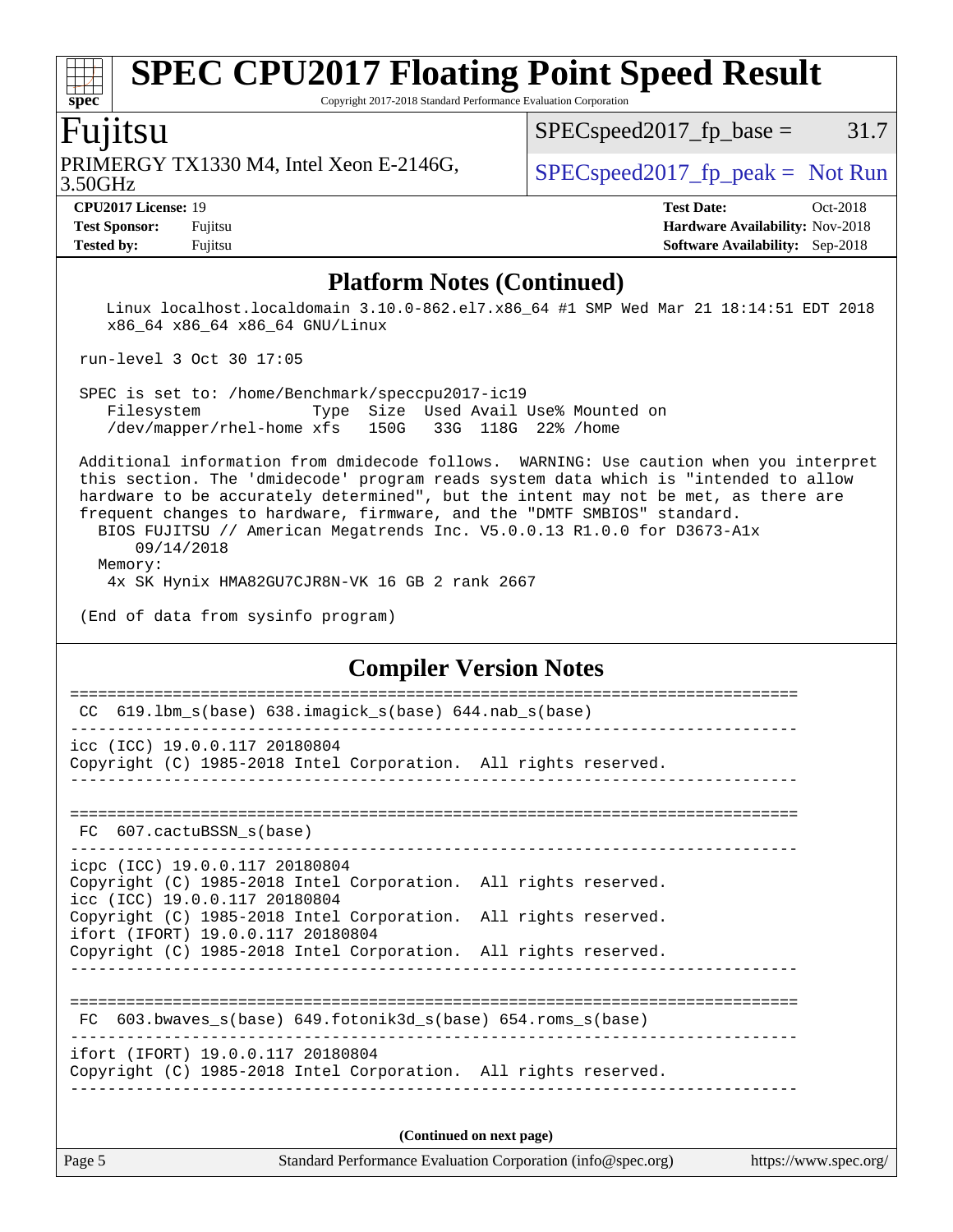## Platform Notes (Continued)

```
   Linux localhost.localdomain 3.10.0-862.el7.x86_64 #1 SMP Wed Mar 21 18:14:51 EDT 2018
   x86_64 x86_64 x86_64 GNU/Linux

run-level 3 Oct 30 17:05

SPEC is set to: /home/Benchmark/speccpu2017-ic19
   Filesystem             Type  Size  Used Avail Use% Mounted on
   /dev/mapper/rhel-home xfs   150G   33G  118G  22% /home

Additional information from dmidecode follows.  WARNING: Use caution when you interpret
this section. The 'dmidecode' program reads system data which is "intended to allow
hardware to be accurately determined", but the intent may not be met, as there are
frequent changes to hardware, firmware, and the "DMTF SMBIOS" standard.
  BIOS FUJITSU // American Megatrends Inc. V5.0.0.13 R1.0.0 for D3673-A1x
      09/14/2018
  Memory:
    4x SK Hynix HMA82GU7CJR8N-VK 16 GB 2 rank 2667

(End of data from sysinfo program)
```

## Compiler Version Notes

```
==============================================================================
 CC  619.lbm_s(base) 638.imagick_s(base) 644.nab_s(base)
------------------------------------------------------------------------------
icc (ICC) 19.0.0.117 20180804
Copyright (C) 1985-2018 Intel Corporation.  All rights reserved.
------------------------------------------------------------------------------

==============================================================================
 FC  607.cactuBSSN_s(base)
------------------------------------------------------------------------------
icpc (ICC) 19.0.0.117 20180804
Copyright (C) 1985-2018 Intel Corporation.  All rights reserved.
icc (ICC) 19.0.0.117 20180804
Copyright (C) 1985-2018 Intel Corporation.  All rights reserved.
ifort (IFORT) 19.0.0.117 20180804
Copyright (C) 1985-2018 Intel Corporation.  All rights reserved.
------------------------------------------------------------------------------

==============================================================================
 FC  603.bwaves_s(base) 649.fotonik3d_s(base) 654.roms_s(base)
------------------------------------------------------------------------------
ifort (IFORT) 19.0.0.117 20180804
Copyright (C) 1985-2018 Intel Corporation.  All rights reserved.
------------------------------------------------------------------------------
```

**(Continued on next page)**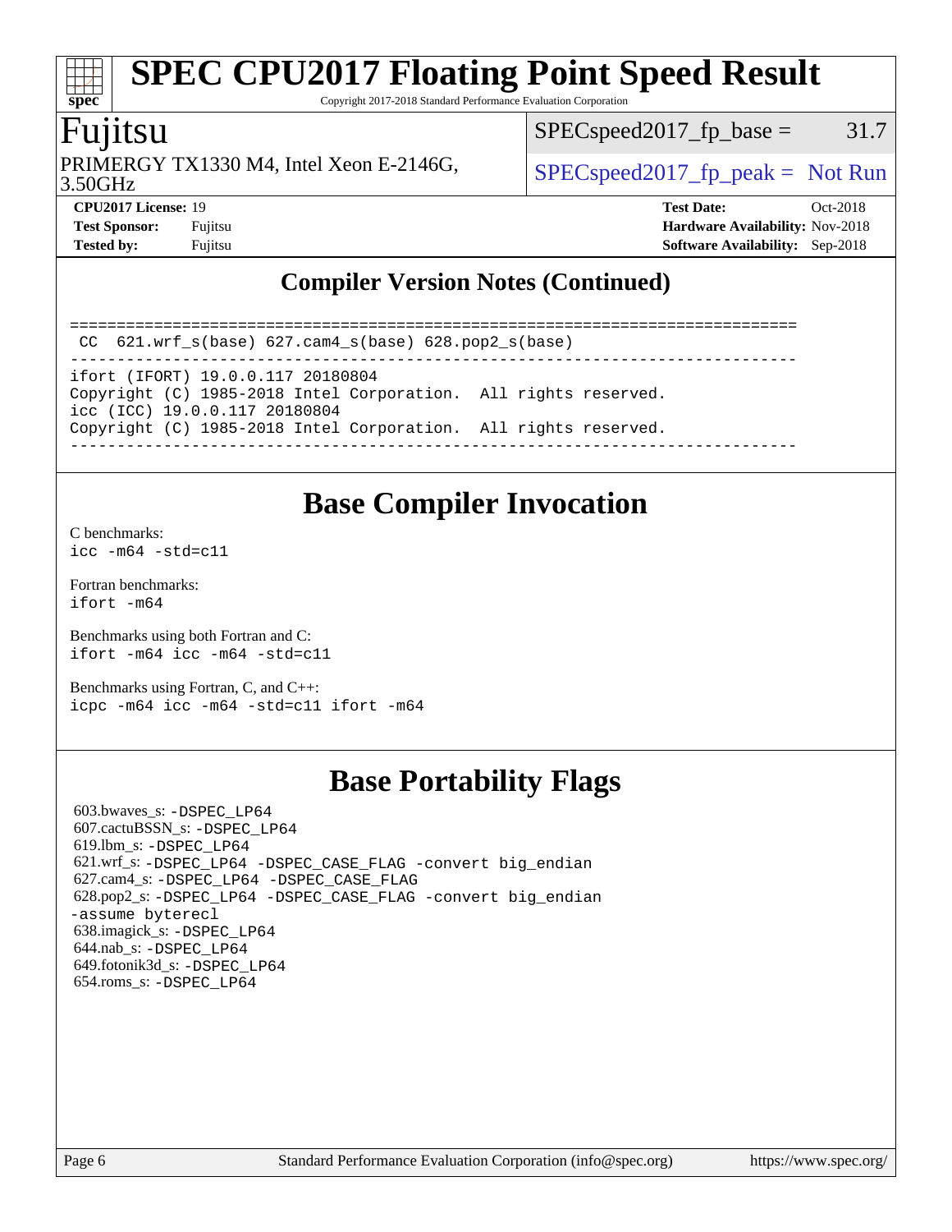# SPEC CPU2017 Floating Point Speed Result

Copyright 2017-2018 Standard Performance Evaluation Corporation

## Fujitsu

PRIMERGY TX1330 M4, Intel Xeon E-2146G, 3.50GHz

SPECspeed2017_fp_base = 31.7

SPECspeed2017_fp_peak = Not Run

**CPU2017 License:** 19
**Test Sponsor:** Fujitsu
**Tested by:** Fujitsu

**Test Date:** Oct-2018
**Hardware Availability:** Nov-2018
**Software Availability:** Sep-2018

## Compiler Version Notes (Continued)

```
==============================================================================
 CC  621.wrf_s(base) 627.cam4_s(base) 628.pop2_s(base)
------------------------------------------------------------------------------
ifort (IFORT) 19.0.0.117 20180804
Copyright (C) 1985-2018 Intel Corporation.  All rights reserved.
icc (ICC) 19.0.0.117 20180804
Copyright (C) 1985-2018 Intel Corporation.  All rights reserved.
------------------------------------------------------------------------------
```

## Base Compiler Invocation

C benchmarks:
`icc -m64 -std=c11`

Fortran benchmarks:
`ifort -m64`

Benchmarks using both Fortran and C:
`ifort -m64 icc -m64 -std=c11`

Benchmarks using Fortran, C, and C++:
`icpc -m64 icc -m64 -std=c11 ifort -m64`

## Base Portability Flags

603.bwaves_s: -DSPEC_LP64
607.cactuBSSN_s: -DSPEC_LP64
619.lbm_s: -DSPEC_LP64
621.wrf_s: -DSPEC_LP64 -DSPEC_CASE_FLAG -convert big_endian
627.cam4_s: -DSPEC_LP64 -DSPEC_CASE_FLAG
628.pop2_s: -DSPEC_LP64 -DSPEC_CASE_FLAG -convert big_endian -assume byterecl
638.imagick_s: -DSPEC_LP64
644.nab_s: -DSPEC_LP64
649.fotonik3d_s: -DSPEC_LP64
654.roms_s: -DSPEC_LP64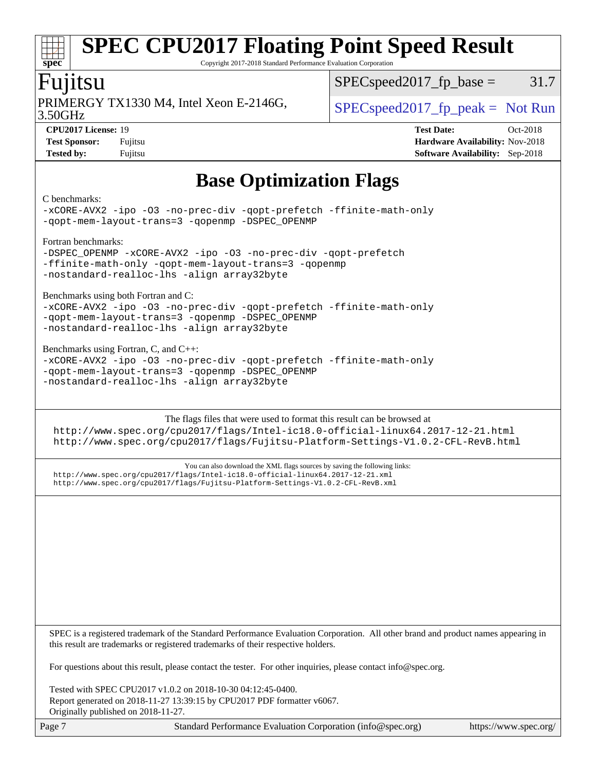# SPEC CPU2017 Floating Point Speed Result

Copyright 2017-2018 Standard Performance Evaluation Corporation

## Fujitsu

PRIMERGY TX1330 M4, Intel Xeon E-2146G, 3.50GHz

SPECspeed2017_fp_base = 31.7

SPECspeed2017_fp_peak = Not Run

**CPU2017 License:** 19
**Test Sponsor:** Fujitsu
**Tested by:** Fujitsu

**Test Date:** Oct-2018
**Hardware Availability:** Nov-2018
**Software Availability:** Sep-2018

## Base Optimization Flags

C benchmarks:

```
-xCORE-AVX2 -ipo -O3 -no-prec-div -qopt-prefetch -ffinite-math-only
-qopt-mem-layout-trans=3 -qopenmp -DSPEC_OPENMP
```

Fortran benchmarks:

```
-DSPEC_OPENMP -xCORE-AVX2 -ipo -O3 -no-prec-div -qopt-prefetch
-ffinite-math-only -qopt-mem-layout-trans=3 -qopenmp
-nostandard-realloc-lhs -align array32byte
```

Benchmarks using both Fortran and C:

```
-xCORE-AVX2 -ipo -O3 -no-prec-div -qopt-prefetch -ffinite-math-only
-qopt-mem-layout-trans=3 -qopenmp -DSPEC_OPENMP
-nostandard-realloc-lhs -align array32byte
```

Benchmarks using Fortran, C, and C++:

```
-xCORE-AVX2 -ipo -O3 -no-prec-div -qopt-prefetch -ffinite-math-only
-qopt-mem-layout-trans=3 -qopenmp -DSPEC_OPENMP
-nostandard-realloc-lhs -align array32byte
```

The flags files that were used to format this result can be browsed at
http://www.spec.org/cpu2017/flags/Intel-ic18.0-official-linux64.2017-12-21.html
http://www.spec.org/cpu2017/flags/Fujitsu-Platform-Settings-V1.0.2-CFL-RevB.html

You can also download the XML flags sources by saving the following links:
http://www.spec.org/cpu2017/flags/Intel-ic18.0-official-linux64.2017-12-21.xml
http://www.spec.org/cpu2017/flags/Fujitsu-Platform-Settings-V1.0.2-CFL-RevB.xml

SPEC is a registered trademark of the Standard Performance Evaluation Corporation. All other brand and product names appearing in this result are trademarks or registered trademarks of their respective holders.

For questions about this result, please contact the tester. For other inquiries, please contact info@spec.org.

Tested with SPEC CPU2017 v1.0.2 on 2018-10-30 04:12:45-0400.
Report generated on 2018-11-27 13:39:15 by CPU2017 PDF formatter v6067.
Originally published on 2018-11-27.